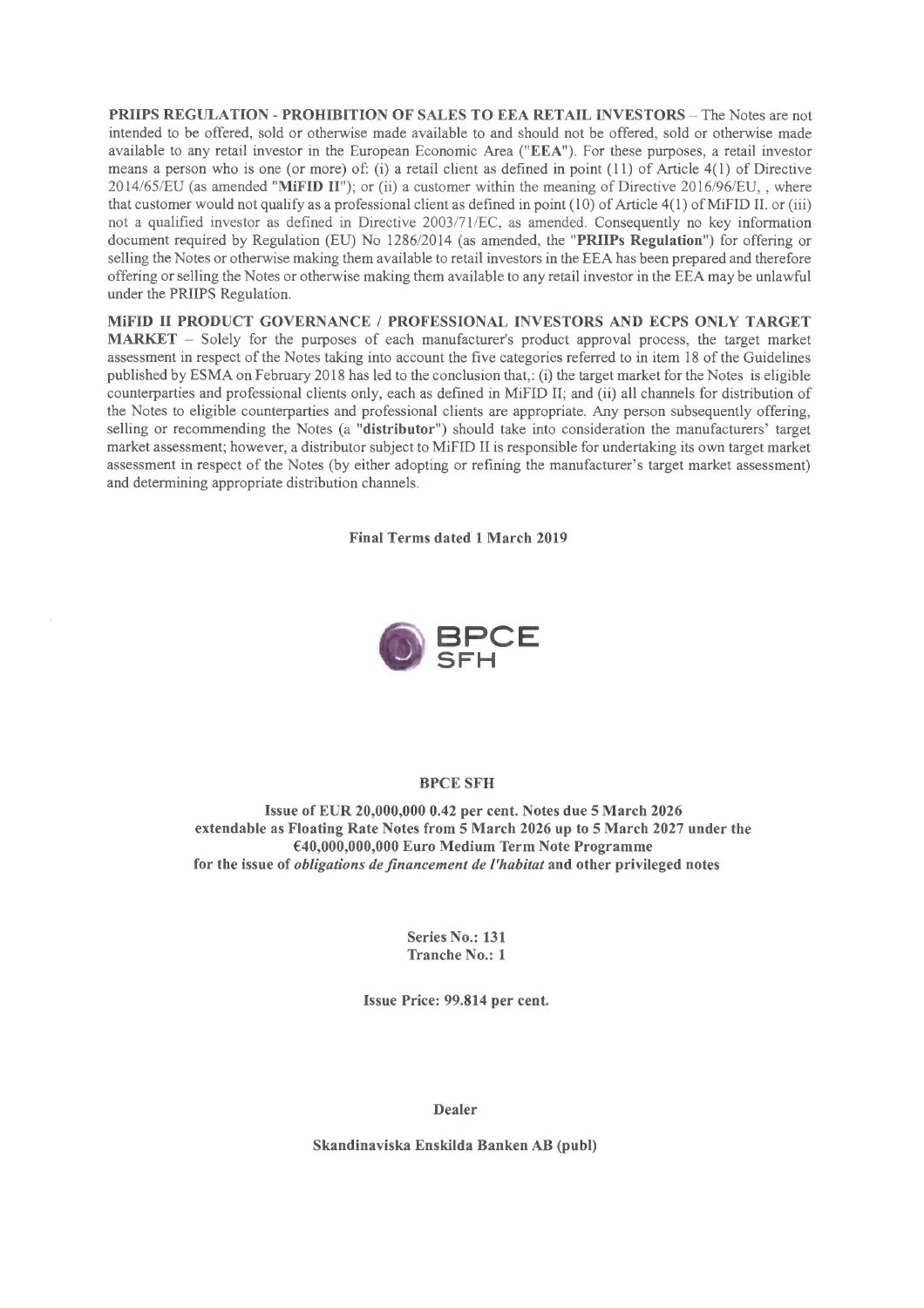**PRIIPS REGULATION - PROHIBITION OF SALES TO EEA RETAIL INVESTORS** – The Notes are not intended to be offered, sold or otherwise made available to and should not be offered, sold or otherwise made available to any retail investor in the European Economic Area ("**EEA**"). For these purposes, a retail investor means a person who is one (or more) of: (i) a retail client as defined in point (11) of Article 4(1) of Directive 2014/65/EU (as amended "**MiFID II**"); or (ii) a customer within the meaning of Directive 2016/96/EU, , where that customer would not qualify as a professional client as defined in point (10) of Article 4(1) of MiFID II. or (iii) not a qualified investor as defined in Directive 2003/71/EC, as amended. Consequently no key information document required by Regulation (EU) No 1286/2014 (as amended, the "**PRIIPs Regulation**") for offering or selling the Notes or otherwise making them available to retail investors in the EEA has been prepared and therefore offering or selling the Notes or otherwise making them available to any retail investor in the EEA may be unlawful under the PRIIPS Regulation.

**MiFID II PRODUCT GOVERNANCE / PROFESSIONAL INVESTORS AND ECPS ONLY TARGET MARKET** – Solely for the purposes of each manufacturer's product approval process, the target market assessment in respect of the Notes taking into account the five categories referred to in item 18 of the Guidelines published by ESMA on February 2018 has led to the conclusion that,: (i) the target market for the Notes is eligible counterparties and professional clients only, each as defined in MiFID II; and (ii) all channels for distribution of the Notes to eligible counterparties and professional clients are appropriate. Any person subsequently offering, selling or recommending the Notes (a "**distributor**") should take into consideration the manufacturers' target market assessment; however, a distributor subject to MiFID II is responsible for undertaking its own target market assessment in respect of the Notes (by either adopting or refining the manufacturer's target market assessment) and determining appropriate distribution channels.

**Final Terms dated 1 March 2019**

BPCE SFH

**BPCE SFH**

**Issue of EUR 20,000,000 0.42 per cent. Notes due 5 March 2026 extendable as Floating Rate Notes from 5 March 2026 up to 5 March 2027 under the €40,000,000,000 Euro Medium Term Note Programme for the issue of *obligations de financement de l'habitat* and other privileged notes**

**Series No.: 131**
**Tranche No.: 1**

**Issue Price: 99.814 per cent.**

**Dealer**

**Skandinaviska Enskilda Banken AB (publ)**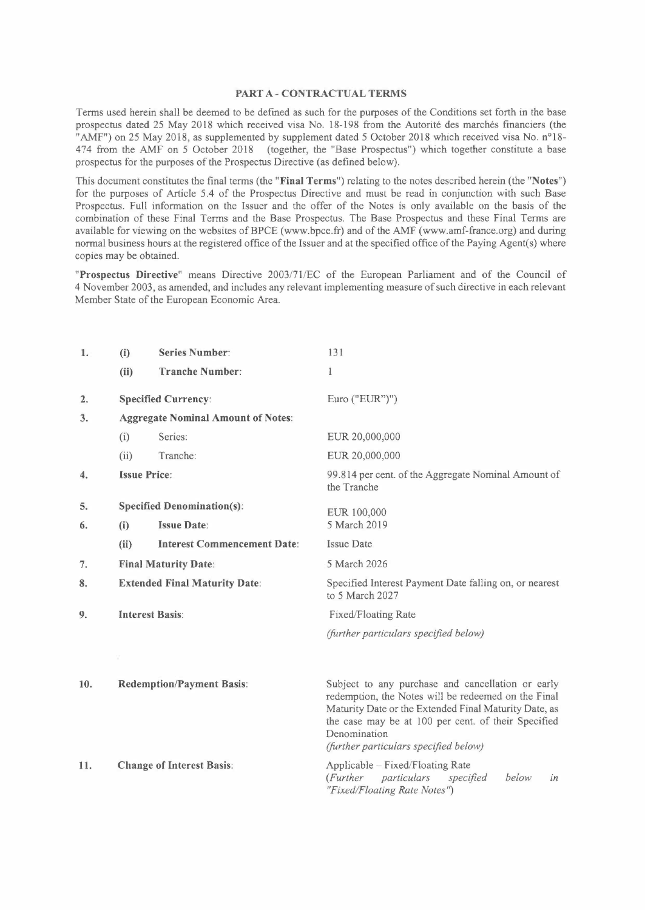## PART A - CONTRACTUAL TERMS

Terms used herein shall be deemed to be defined as such for the purposes of the Conditions set forth in the base prospectus dated 25 May 2018 which received visa No. 18-198 from the Autorité des marchés financiers (the "AMF") on 25 May 2018, as supplemented by supplement dated 5 October 2018 which received visa No. n°18-474 from the AMF on 5 October 2018 (together, the "Base Prospectus") which together constitute a base prospectus for the purposes of the Prospectus Directive (as defined below).

This document constitutes the final terms (the "**Final Terms**") relating to the notes described herein (the "**Notes**") for the purposes of Article 5.4 of the Prospectus Directive and must be read in conjunction with such Base Prospectus. Full information on the Issuer and the offer of the Notes is only available on the basis of the combination of these Final Terms and the Base Prospectus. The Base Prospectus and these Final Terms are available for viewing on the websites of BPCE (www.bpce.fr) and of the AMF (www.amf-france.org) and during normal business hours at the registered office of the Issuer and at the specified office of the Paying Agent(s) where copies may be obtained.

"**Prospectus Directive**" means Directive 2003/71/EC of the European Parliament and of the Council of 4 November 2003, as amended, and includes any relevant implementing measure of such directive in each relevant Member State of the European Economic Area.

| | | | |
|---|---|---|---|
| 1. | (i) | **Series Number**: | 131 |
| | (ii) | **Tranche Number**: | 1 |
| 2. | **Specified Currency**: | | Euro ("EUR")") |
| 3. | **Aggregate Nominal Amount of Notes**: | | |
| | (i) | Series: | EUR 20,000,000 |
| | (ii) | Tranche: | EUR 20,000,000 |
| 4. | **Issue Price**: | | 99.814 per cent. of the Aggregate Nominal Amount of the Tranche |
| 5. | **Specified Denomination(s)**: | | EUR 100,000 |
| 6. | (i) | **Issue Date**: | 5 March 2019 |
| | (ii) | **Interest Commencement Date**: | Issue Date |
| 7. | **Final Maturity Date**: | | 5 March 2026 |
| 8. | **Extended Final Maturity Date**: | | Specified Interest Payment Date falling on, or nearest to 5 March 2027 |
| 9. | **Interest Basis**: | | Fixed/Floating Rate<br>*(further particulars specified below)* |
| 10. | **Redemption/Payment Basis**: | | Subject to any purchase and cancellation or early redemption, the Notes will be redeemed on the Final Maturity Date or the Extended Final Maturity Date, as the case may be at 100 per cent. of their Specified Denomination<br>*(further particulars specified below)* |
| 11. | **Change of Interest Basis**: | | Applicable – Fixed/Floating Rate<br>*(Further particulars specified below in "Fixed/Floating Rate Notes")* |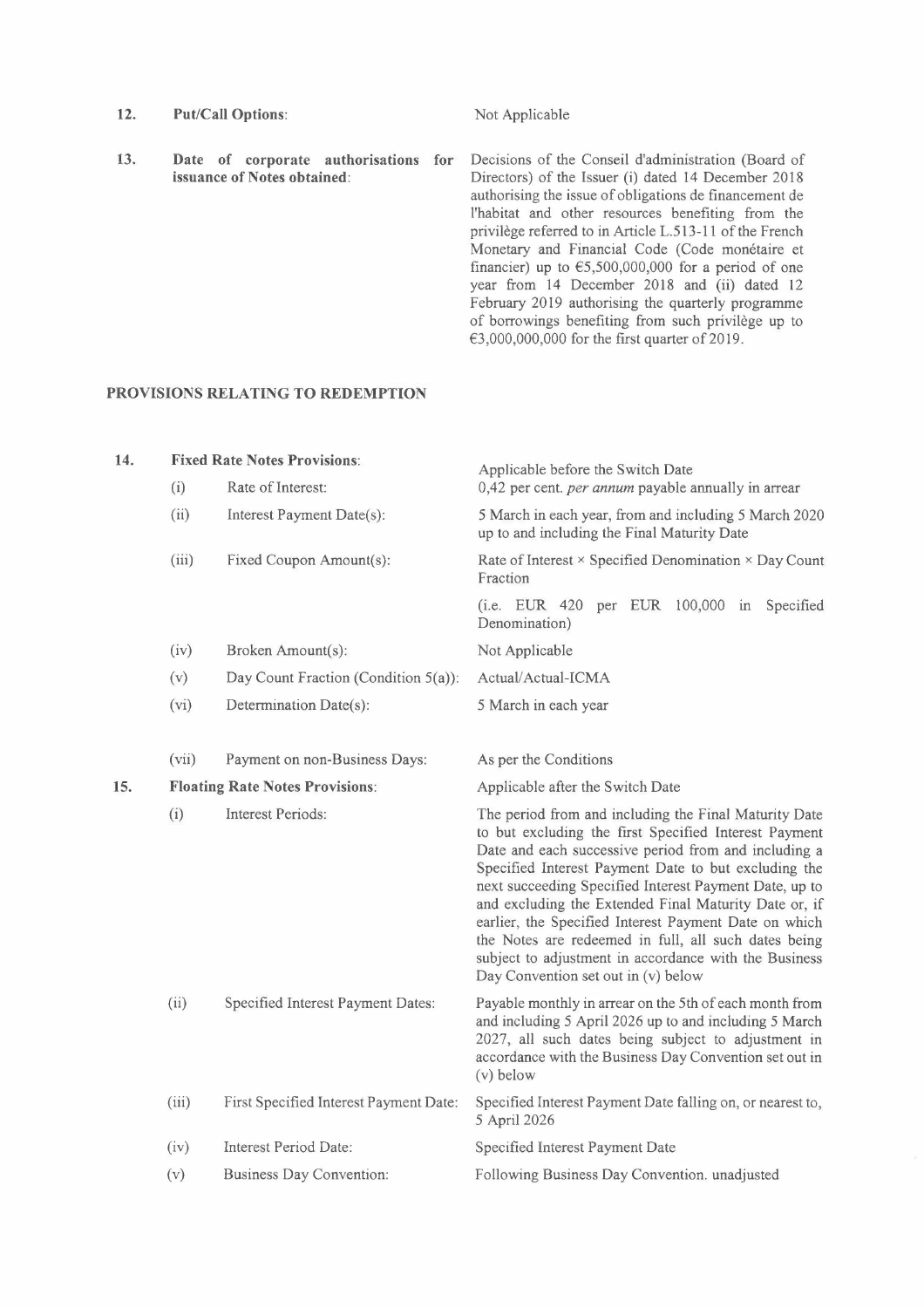| | | |
|---|---|---|
| **12.** | **Put/Call Options**: | Not Applicable |
| **13.** | **Date of corporate authorisations for issuance of Notes obtained**: | Decisions of the Conseil d'administration (Board of Directors) of the Issuer (i) dated 14 December 2018 authorising the issue of obligations de financement de l'habitat and other resources benefiting from the privilège referred to in Article L.513-11 of the French Monetary and Financial Code (Code monétaire et financier) up to €5,500,000,000 for a period of one year from 14 December 2018 and (ii) dated 12 February 2019 authorising the quarterly programme of borrowings benefiting from such privilège up to €3,000,000,000 for the first quarter of 2019. |

## PROVISIONS RELATING TO REDEMPTION

| | | | |
|---|---|---|---|
| **14.** | **Fixed Rate Notes Provisions**: | | Applicable before the Switch Date |
| | (i) | Rate of Interest: | 0,42 per cent. *per annum* payable annually in arrear |
| | (ii) | Interest Payment Date(s): | 5 March in each year, from and including 5 March 2020 up to and including the Final Maturity Date |
| | (iii) | Fixed Coupon Amount(s): | Rate of Interest × Specified Denomination × Day Count Fraction<br><br>(i.e. EUR 420 per EUR 100,000 in Specified Denomination) |
| | (iv) | Broken Amount(s): | Not Applicable |
| | (v) | Day Count Fraction (Condition 5(a)): | Actual/Actual-ICMA |
| | (vi) | Determination Date(s): | 5 March in each year |
| | (vii) | Payment on non-Business Days: | As per the Conditions |
| **15.** | **Floating Rate Notes Provisions**: | | Applicable after the Switch Date |
| | (i) | Interest Periods: | The period from and including the Final Maturity Date to but excluding the first Specified Interest Payment Date and each successive period from and including a Specified Interest Payment Date to but excluding the next succeeding Specified Interest Payment Date, up to and excluding the Extended Final Maturity Date or, if earlier, the Specified Interest Payment Date on which the Notes are redeemed in full, all such dates being subject to adjustment in accordance with the Business Day Convention set out in (v) below |
| | (ii) | Specified Interest Payment Dates: | Payable monthly in arrear on the 5th of each month from and including 5 April 2026 up to and including 5 March 2027, all such dates being subject to adjustment in accordance with the Business Day Convention set out in (v) below |
| | (iii) | First Specified Interest Payment Date: | Specified Interest Payment Date falling on, or nearest to, 5 April 2026 |
| | (iv) | Interest Period Date: | Specified Interest Payment Date |
| | (v) | Business Day Convention: | Following Business Day Convention. unadjusted |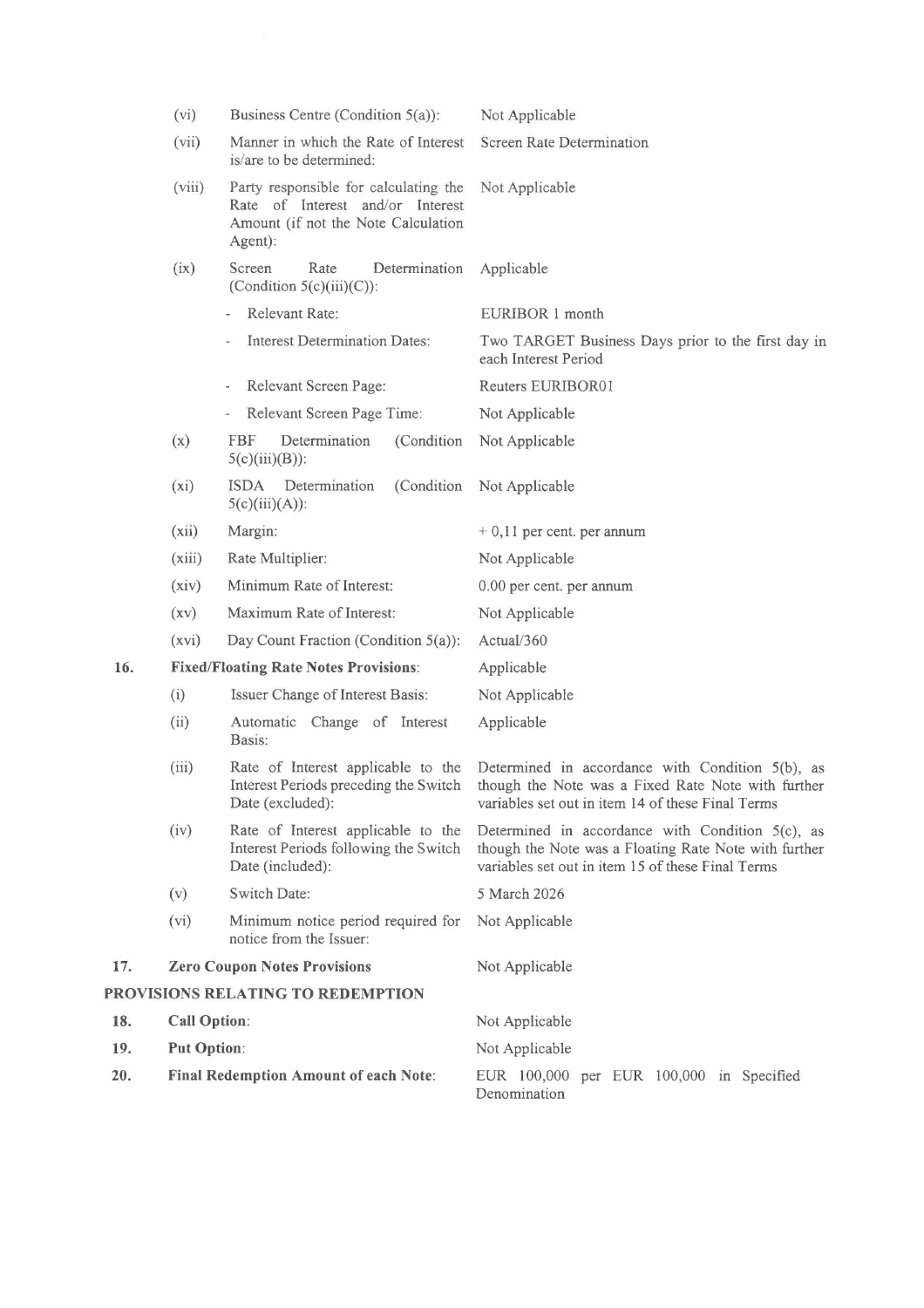| | | | |
|---|---|---|---|
| | (vi) | Business Centre (Condition 5(a)): | Not Applicable |
| | (vii) | Manner in which the Rate of Interest is/are to be determined: | Screen Rate Determination |
| | (viii) | Party responsible for calculating the Rate of Interest and/or Interest Amount (if not the Note Calculation Agent): | Not Applicable |
| | (ix) | Screen Rate Determination (Condition 5(c)(iii)(C)): | Applicable |
| | | - Relevant Rate: | EURIBOR 1 month |
| | | - Interest Determination Dates: | Two TARGET Business Days prior to the first day in each Interest Period |
| | | - Relevant Screen Page: | Reuters EURIBOR01 |
| | | - Relevant Screen Page Time: | Not Applicable |
| | (x) | FBF Determination (Condition 5(c)(iii)(B)): | Not Applicable |
| | (xi) | ISDA Determination (Condition 5(c)(iii)(A)): | Not Applicable |
| | (xii) | Margin: | + 0,11 per cent. per annum |
| | (xiii) | Rate Multiplier: | Not Applicable |
| | (xiv) | Minimum Rate of Interest: | 0.00 per cent. per annum |
| | (xv) | Maximum Rate of Interest: | Not Applicable |
| | (xvi) | Day Count Fraction (Condition 5(a)): | Actual/360 |
| **16.** | **Fixed/Floating Rate Notes Provisions**: | | Applicable |
| | (i) | Issuer Change of Interest Basis: | Not Applicable |
| | (ii) | Automatic Change of Interest Basis: | Applicable |
| | (iii) | Rate of Interest applicable to the Interest Periods preceding the Switch Date (excluded): | Determined in accordance with Condition 5(b), as though the Note was a Fixed Rate Note with further variables set out in item 14 of these Final Terms |
| | (iv) | Rate of Interest applicable to the Interest Periods following the Switch Date (included): | Determined in accordance with Condition 5(c), as though the Note was a Floating Rate Note with further variables set out in item 15 of these Final Terms |
| | (v) | Switch Date: | 5 March 2026 |
| | (vi) | Minimum notice period required for notice from the Issuer: | Not Applicable |
| **17.** | **Zero Coupon Notes Provisions** | | Not Applicable |

**PROVISIONS RELATING TO REDEMPTION**

| | | |
|---|---|---|
| **18.** | **Call Option**: | Not Applicable |
| **19.** | **Put Option**: | Not Applicable |
| **20.** | **Final Redemption Amount of each Note**: | EUR 100,000 per EUR 100,000 in Specified Denomination |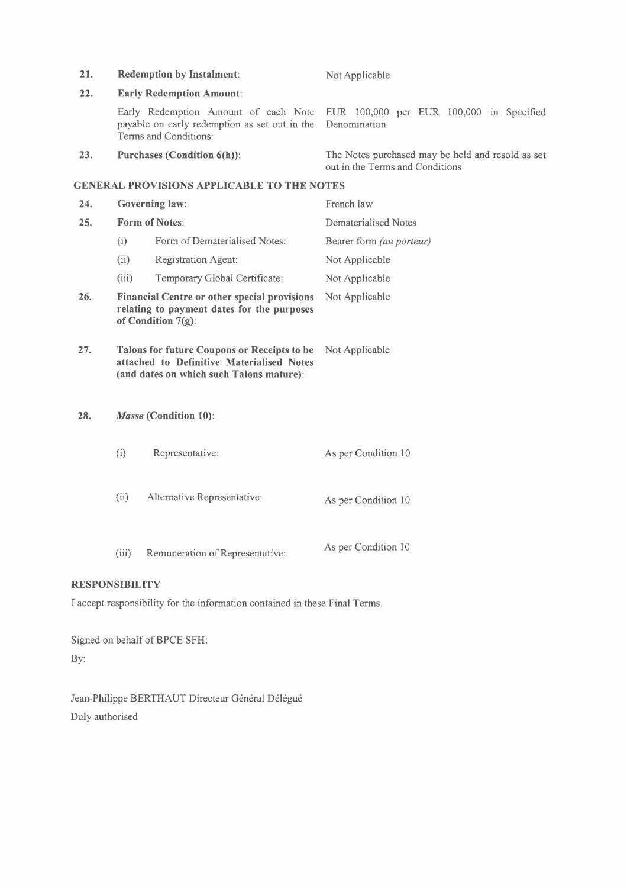| | | |
|---|---|---|
| **21.** | **Redemption by Instalment**: | Not Applicable |
| **22.** | **Early Redemption Amount**: | |
| | Early Redemption Amount of each Note payable on early redemption as set out in the Terms and Conditions: | EUR 100,000 per EUR 100,000 in Specified Denomination |
| **23.** | **Purchases (Condition 6(h))**: | The Notes purchased may be held and resold as set out in the Terms and Conditions |

**GENERAL PROVISIONS APPLICABLE TO THE NOTES**

| | | |
|---|---|---|
| **24.** | **Governing law**: | French law |
| **25.** | **Form of Notes**: | Dematerialised Notes |
| | (i) Form of Dematerialised Notes: | Bearer form *(au porteur)* |
| | (ii) Registration Agent: | Not Applicable |
| | (iii) Temporary Global Certificate: | Not Applicable |
| **26.** | **Financial Centre or other special provisions relating to payment dates for the purposes of Condition 7(g)**: | Not Applicable |
| **27.** | **Talons for future Coupons or Receipts to be attached to Definitive Materialised Notes (and dates on which such Talons mature)**: | Not Applicable |
| **28.** | ***Masse* (Condition 10)**: | |
| | (i) Representative: | As per Condition 10 |
| | (ii) Alternative Representative: | As per Condition 10 |
| | (iii) Remuneration of Representative: | As per Condition 10 |

**RESPONSIBILITY**

I accept responsibility for the information contained in these Final Terms.

Signed on behalf of BPCE SFH:

By:

Jean-Philippe BERTHAUT Directeur Général Délégué

Duly authorised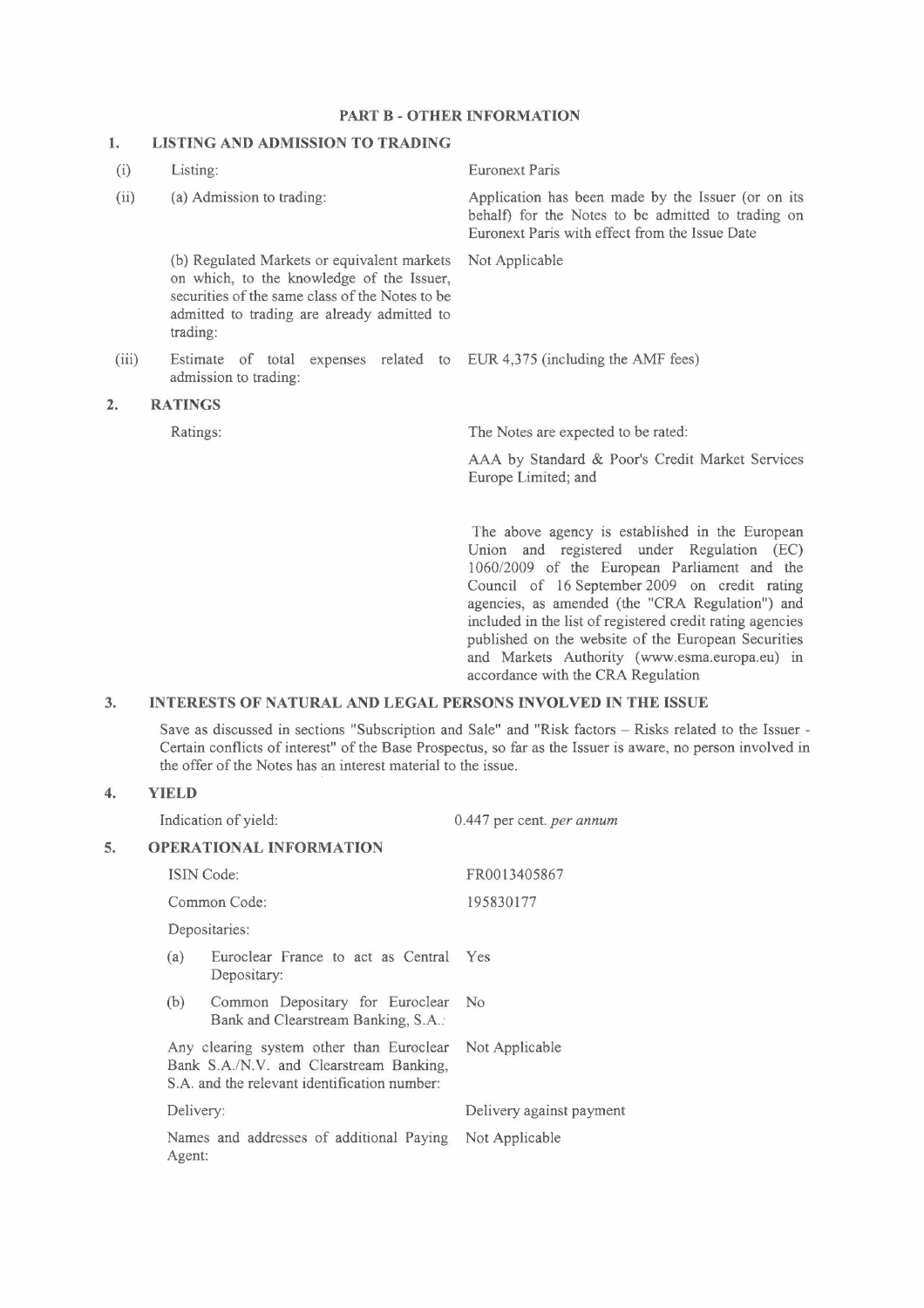## PART B - OTHER INFORMATION

### 1. LISTING AND ADMISSION TO TRADING

| | | |
|---|---|---|
| (i) | Listing: | Euronext Paris |
| (ii) | (a) Admission to trading: | Application has been made by the Issuer (or on its behalf) for the Notes to be admitted to trading on Euronext Paris with effect from the Issue Date |
| | (b) Regulated Markets or equivalent markets on which, to the knowledge of the Issuer, securities of the same class of the Notes to be admitted to trading are already admitted to trading: | Not Applicable |
| (iii) | Estimate of total expenses related to admission to trading: | EUR 4,375 (including the AMF fees) |

### 2. RATINGS

Ratings: The Notes are expected to be rated:

AAA by Standard & Poor's Credit Market Services Europe Limited; and

The above agency is established in the European Union and registered under Regulation (EC) 1060/2009 of the European Parliament and the Council of 16 September 2009 on credit rating agencies, as amended (the "CRA Regulation") and included in the list of registered credit rating agencies published on the website of the European Securities and Markets Authority (www.esma.europa.eu) in accordance with the CRA Regulation

### 3. INTERESTS OF NATURAL AND LEGAL PERSONS INVOLVED IN THE ISSUE

Save as discussed in sections "Subscription and Sale" and "Risk factors – Risks related to the Issuer - Certain conflicts of interest" of the Base Prospectus, so far as the Issuer is aware, no person involved in the offer of the Notes has an interest material to the issue.

### 4. YIELD

Indication of yield: 0.447 per cent. *per annum*

### 5. OPERATIONAL INFORMATION

| | |
|---|---|
| ISIN Code: | FR0013405867 |
| Common Code: | 195830177 |
| Depositaries: | |
| (a) Euroclear France to act as Central Depositary: | Yes |
| (b) Common Depositary for Euroclear Bank and Clearstream Banking, S.A.: | No |
| Any clearing system other than Euroclear Bank S.A./N.V. and Clearstream Banking, S.A. and the relevant identification number: | Not Applicable |
| Delivery: | Delivery against payment |
| Names and addresses of additional Paying Agent: | Not Applicable |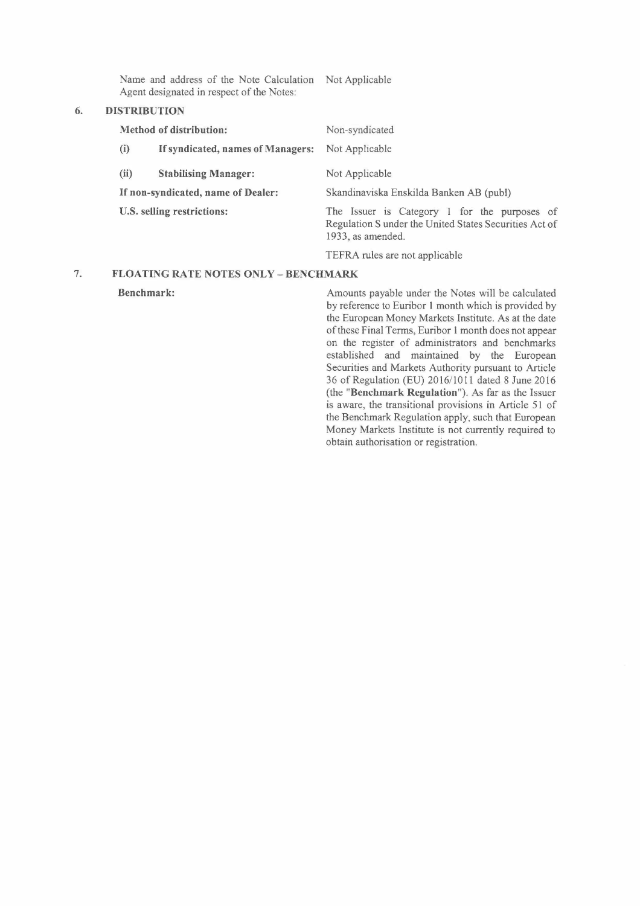| | |
|---|---|
| Name and address of the Note Calculation Agent designated in respect of the Notes: | Not Applicable |

## 6. DISTRIBUTION

| | |
|---|---|
| **Method of distribution:** | Non-syndicated |
| **(i) If syndicated, names of Managers:** | Not Applicable |
| **(ii) Stabilising Manager:** | Not Applicable |
| **If non-syndicated, name of Dealer:** | Skandinaviska Enskilda Banken AB (publ) |
| **U.S. selling restrictions:** | The Issuer is Category 1 for the purposes of Regulation S under the United States Securities Act of 1933, as amended. |
| | TEFRA rules are not applicable |

## 7. FLOATING RATE NOTES ONLY – BENCHMARK

| | |
|---|---|
| **Benchmark:** | Amounts payable under the Notes will be calculated by reference to Euribor 1 month which is provided by the European Money Markets Institute. As at the date of these Final Terms, Euribor 1 month does not appear on the register of administrators and benchmarks established and maintained by the European Securities and Markets Authority pursuant to Article 36 of Regulation (EU) 2016/1011 dated 8 June 2016 (the "**Benchmark Regulation**"). As far as the Issuer is aware, the transitional provisions in Article 51 of the Benchmark Regulation apply, such that European Money Markets Institute is not currently required to obtain authorisation or registration. |